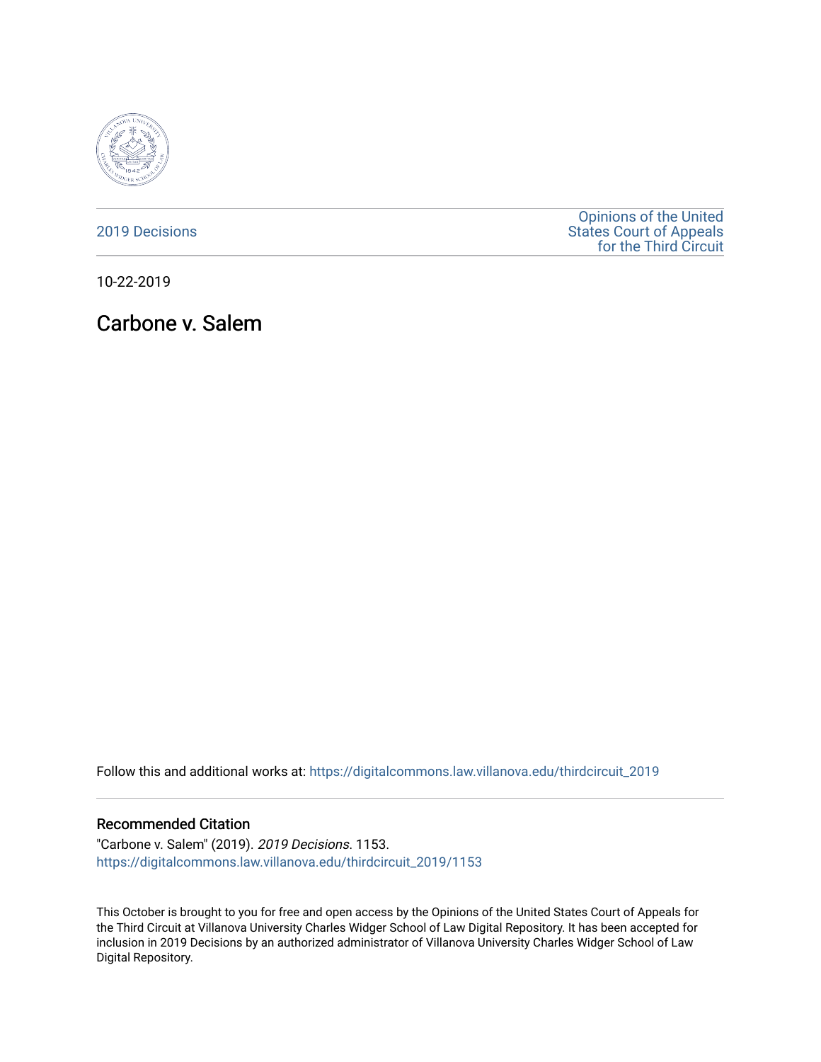2019 Decisions

Opinions of the United States Court of Appeals for the Third Circuit

10-22-2019

# Carbone v. Salem

Follow this and additional works at: https://digitalcommons.law.villanova.edu/thirdcircuit_2019

## Recommended Citation

"Carbone v. Salem" (2019). *2019 Decisions*. 1153.
https://digitalcommons.law.villanova.edu/thirdcircuit_2019/1153

This October is brought to you for free and open access by the Opinions of the United States Court of Appeals for the Third Circuit at Villanova University Charles Widger School of Law Digital Repository. It has been accepted for inclusion in 2019 Decisions by an authorized administrator of Villanova University Charles Widger School of Law Digital Repository.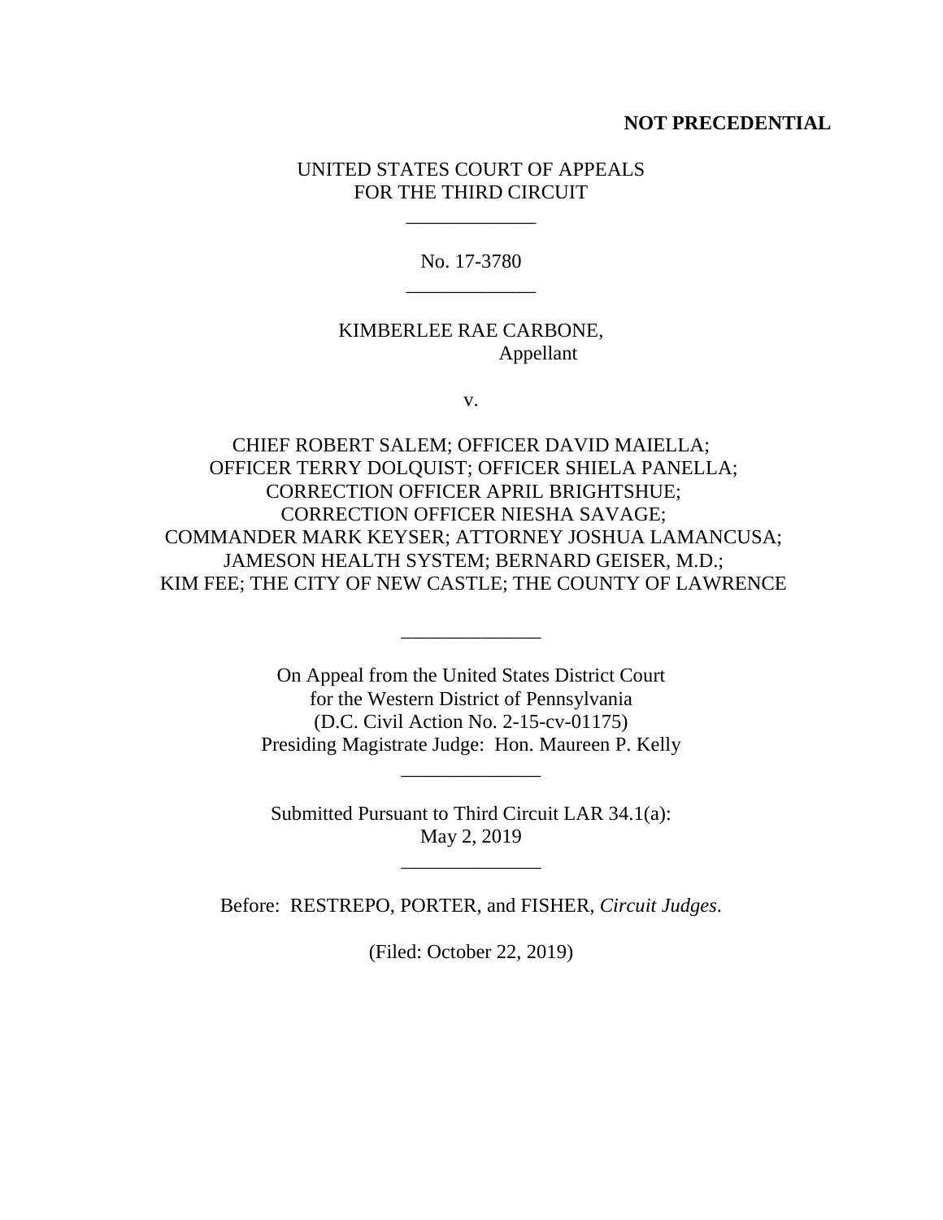**NOT PRECEDENTIAL**

UNITED STATES COURT OF APPEALS
FOR THE THIRD CIRCUIT

\_\_\_\_\_\_\_\_\_\_\_\_\_

No. 17-3780

\_\_\_\_\_\_\_\_\_\_\_\_\_

KIMBERLEE RAE CARBONE,
Appellant

v.

CHIEF ROBERT SALEM; OFFICER DAVID MAIELLA;
OFFICER TERRY DOLQUIST; OFFICER SHIELA PANELLA;
CORRECTION OFFICER APRIL BRIGHTSHUE;
CORRECTION OFFICER NIESHA SAVAGE;
COMMANDER MARK KEYSER; ATTORNEY JOSHUA LAMANCUSA;
JAMESON HEALTH SYSTEM; BERNARD GEISER, M.D.;
KIM FEE; THE CITY OF NEW CASTLE; THE COUNTY OF LAWRENCE

\_\_\_\_\_\_\_\_\_\_\_\_\_\_

On Appeal from the United States District Court
for the Western District of Pennsylvania
(D.C. Civil Action No. 2-15-cv-01175)
Presiding Magistrate Judge: Hon. Maureen P. Kelly

\_\_\_\_\_\_\_\_\_\_\_\_\_\_

Submitted Pursuant to Third Circuit LAR 34.1(a):
May 2, 2019

\_\_\_\_\_\_\_\_\_\_\_\_\_\_

Before: RESTREPO, PORTER, and FISHER, *Circuit Judges*.

(Filed: October 22, 2019)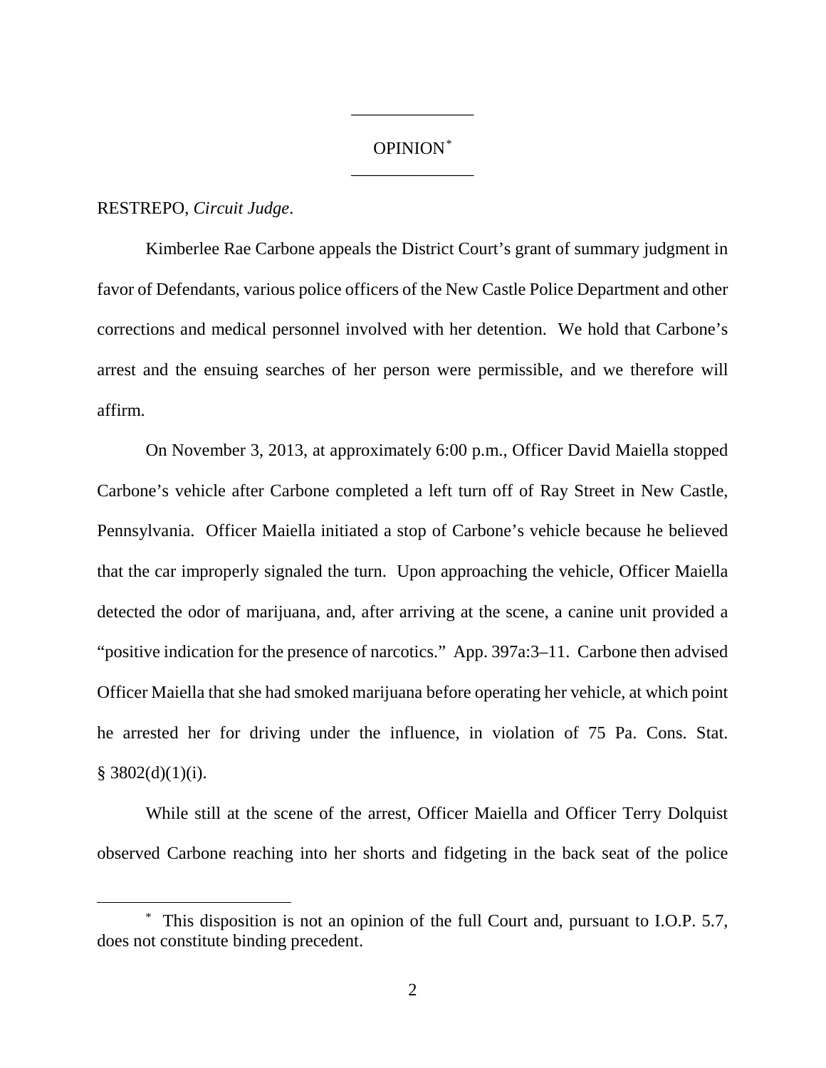OPINION[*]

RESTREPO, *Circuit Judge*.

Kimberlee Rae Carbone appeals the District Court's grant of summary judgment in favor of Defendants, various police officers of the New Castle Police Department and other corrections and medical personnel involved with her detention. We hold that Carbone's arrest and the ensuing searches of her person were permissible, and we therefore will affirm.

On November 3, 2013, at approximately 6:00 p.m., Officer David Maiella stopped Carbone's vehicle after Carbone completed a left turn off of Ray Street in New Castle, Pennsylvania. Officer Maiella initiated a stop of Carbone's vehicle because he believed that the car improperly signaled the turn. Upon approaching the vehicle, Officer Maiella detected the odor of marijuana, and, after arriving at the scene, a canine unit provided a "positive indication for the presence of narcotics." App. 397a:3–11. Carbone then advised Officer Maiella that she had smoked marijuana before operating her vehicle, at which point he arrested her for driving under the influence, in violation of 75 Pa. Cons. Stat. § 3802(d)(1)(i).

While still at the scene of the arrest, Officer Maiella and Officer Terry Dolquist observed Carbone reaching into her shorts and fidgeting in the back seat of the police

[*] This disposition is not an opinion of the full Court and, pursuant to I.O.P. 5.7, does not constitute binding precedent.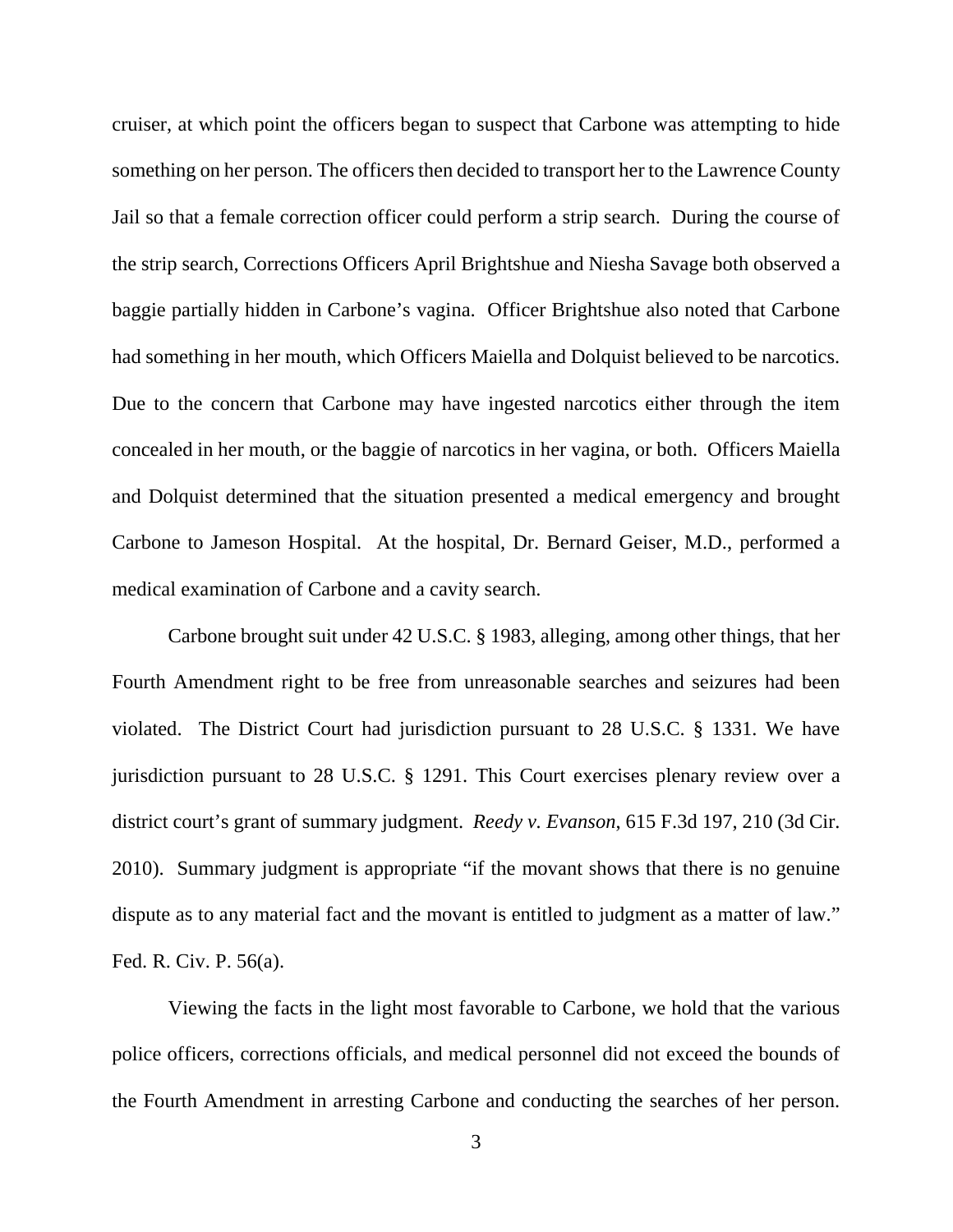cruiser, at which point the officers began to suspect that Carbone was attempting to hide something on her person. The officers then decided to transport her to the Lawrence County Jail so that a female correction officer could perform a strip search. During the course of the strip search, Corrections Officers April Brightshue and Niesha Savage both observed a baggie partially hidden in Carbone's vagina. Officer Brightshue also noted that Carbone had something in her mouth, which Officers Maiella and Dolquist believed to be narcotics. Due to the concern that Carbone may have ingested narcotics either through the item concealed in her mouth, or the baggie of narcotics in her vagina, or both. Officers Maiella and Dolquist determined that the situation presented a medical emergency and brought Carbone to Jameson Hospital. At the hospital, Dr. Bernard Geiser, M.D., performed a medical examination of Carbone and a cavity search.

Carbone brought suit under 42 U.S.C. § 1983, alleging, among other things, that her Fourth Amendment right to be free from unreasonable searches and seizures had been violated. The District Court had jurisdiction pursuant to 28 U.S.C. § 1331. We have jurisdiction pursuant to 28 U.S.C. § 1291. This Court exercises plenary review over a district court's grant of summary judgment. *Reedy v. Evanson*, 615 F.3d 197, 210 (3d Cir. 2010). Summary judgment is appropriate "if the movant shows that there is no genuine dispute as to any material fact and the movant is entitled to judgment as a matter of law." Fed. R. Civ. P. 56(a).

Viewing the facts in the light most favorable to Carbone, we hold that the various police officers, corrections officials, and medical personnel did not exceed the bounds of the Fourth Amendment in arresting Carbone and conducting the searches of her person.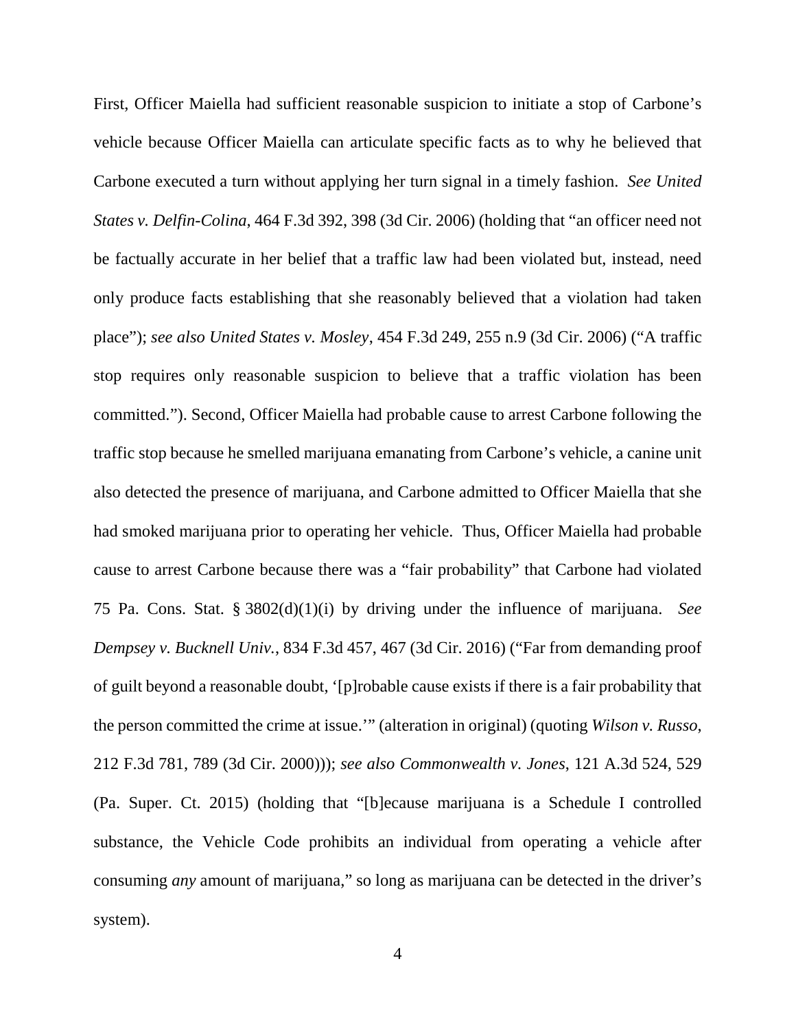First, Officer Maiella had sufficient reasonable suspicion to initiate a stop of Carbone's vehicle because Officer Maiella can articulate specific facts as to why he believed that Carbone executed a turn without applying her turn signal in a timely fashion. *See United States v. Delfin-Colina*, 464 F.3d 392, 398 (3d Cir. 2006) (holding that "an officer need not be factually accurate in her belief that a traffic law had been violated but, instead, need only produce facts establishing that she reasonably believed that a violation had taken place"); *see also United States v. Mosley*, 454 F.3d 249, 255 n.9 (3d Cir. 2006) ("A traffic stop requires only reasonable suspicion to believe that a traffic violation has been committed."). Second, Officer Maiella had probable cause to arrest Carbone following the traffic stop because he smelled marijuana emanating from Carbone's vehicle, a canine unit also detected the presence of marijuana, and Carbone admitted to Officer Maiella that she had smoked marijuana prior to operating her vehicle. Thus, Officer Maiella had probable cause to arrest Carbone because there was a "fair probability" that Carbone had violated 75 Pa. Cons. Stat. § 3802(d)(1)(i) by driving under the influence of marijuana. *See Dempsey v. Bucknell Univ.*, 834 F.3d 457, 467 (3d Cir. 2016) ("Far from demanding proof of guilt beyond a reasonable doubt, '[p]robable cause exists if there is a fair probability that the person committed the crime at issue.'" (alteration in original) (quoting *Wilson v. Russo*, 212 F.3d 781, 789 (3d Cir. 2000))); *see also Commonwealth v. Jones*, 121 A.3d 524, 529 (Pa. Super. Ct. 2015) (holding that "[b]ecause marijuana is a Schedule I controlled substance, the Vehicle Code prohibits an individual from operating a vehicle after consuming *any* amount of marijuana," so long as marijuana can be detected in the driver's system).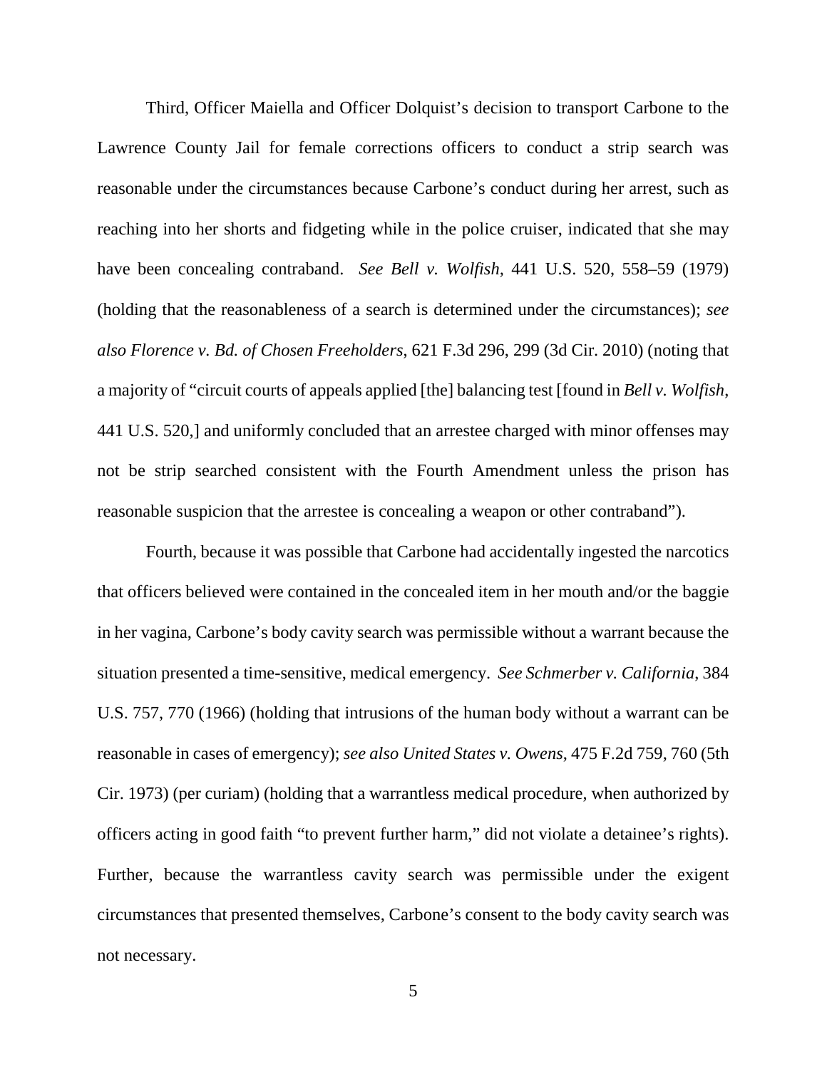Third, Officer Maiella and Officer Dolquist's decision to transport Carbone to the Lawrence County Jail for female corrections officers to conduct a strip search was reasonable under the circumstances because Carbone's conduct during her arrest, such as reaching into her shorts and fidgeting while in the police cruiser, indicated that she may have been concealing contraband. *See Bell v. Wolfish*, 441 U.S. 520, 558–59 (1979) (holding that the reasonableness of a search is determined under the circumstances); *see also Florence v. Bd. of Chosen Freeholders*, 621 F.3d 296, 299 (3d Cir. 2010) (noting that a majority of "circuit courts of appeals applied [the] balancing test [found in *Bell v. Wolfish*, 441 U.S. 520,] and uniformly concluded that an arrestee charged with minor offenses may not be strip searched consistent with the Fourth Amendment unless the prison has reasonable suspicion that the arrestee is concealing a weapon or other contraband").

Fourth, because it was possible that Carbone had accidentally ingested the narcotics that officers believed were contained in the concealed item in her mouth and/or the baggie in her vagina, Carbone's body cavity search was permissible without a warrant because the situation presented a time-sensitive, medical emergency. *See Schmerber v. California*, 384 U.S. 757, 770 (1966) (holding that intrusions of the human body without a warrant can be reasonable in cases of emergency); *see also United States v. Owens*, 475 F.2d 759, 760 (5th Cir. 1973) (per curiam) (holding that a warrantless medical procedure, when authorized by officers acting in good faith "to prevent further harm," did not violate a detainee's rights). Further, because the warrantless cavity search was permissible under the exigent circumstances that presented themselves, Carbone's consent to the body cavity search was not necessary.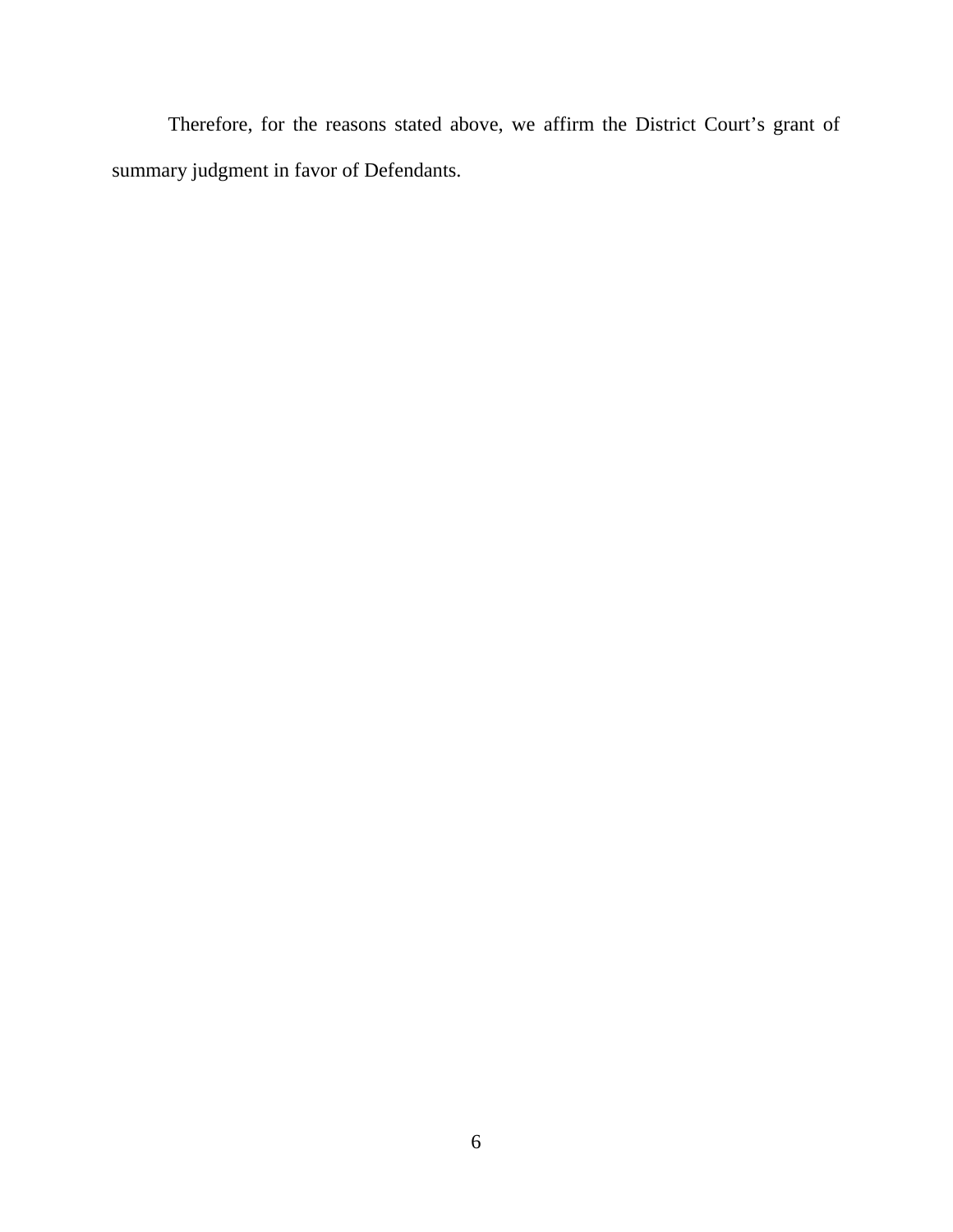Therefore, for the reasons stated above, we affirm the District Court's grant of summary judgment in favor of Defendants.